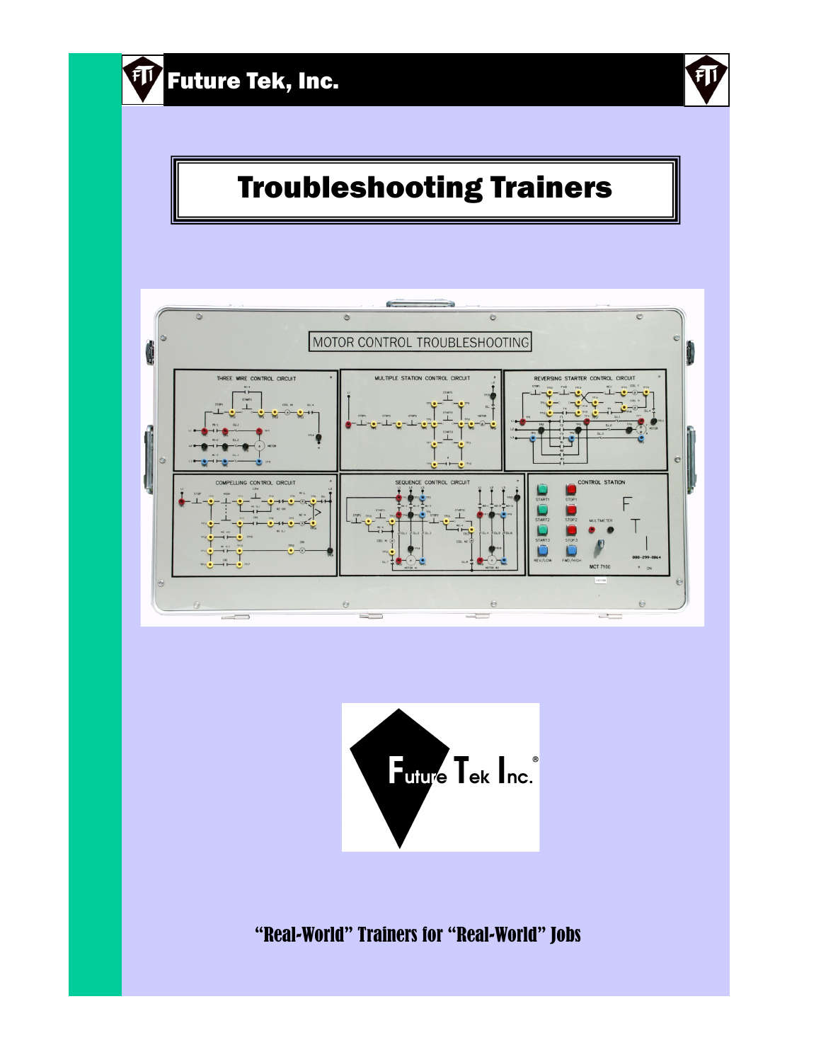Future Tek, Inc.

# Troubleshooting Trainers

"Real-World" Trainers for "Real-World" Jobs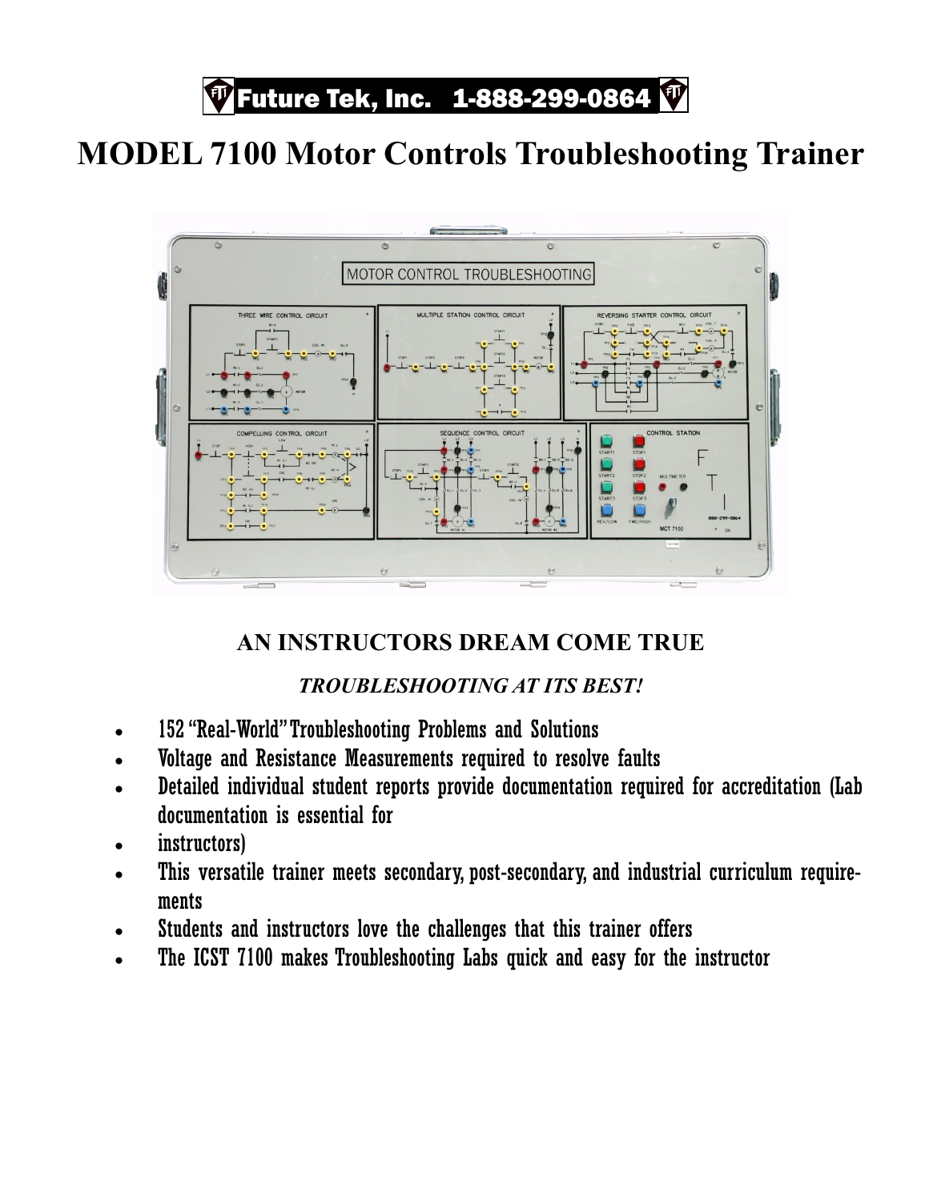Future Tek, Inc. 1-888-299-0864

# MODEL 7100 Motor Controls Troubleshooting Trainer

## AN INSTRUCTORS DREAM COME TRUE

***TROUBLESHOOTING AT ITS BEST!***

- 152 "Real-World" Troubleshooting Problems and Solutions
- Voltage and Resistance Measurements required to resolve faults
- Detailed individual student reports provide documentation required for accreditation (Lab documentation is essential for
- instructors)
- This versatile trainer meets secondary, post-secondary, and industrial curriculum requirements
- Students and instructors love the challenges that this trainer offers
- The ICST 7100 makes Troubleshooting Labs quick and easy for the instructor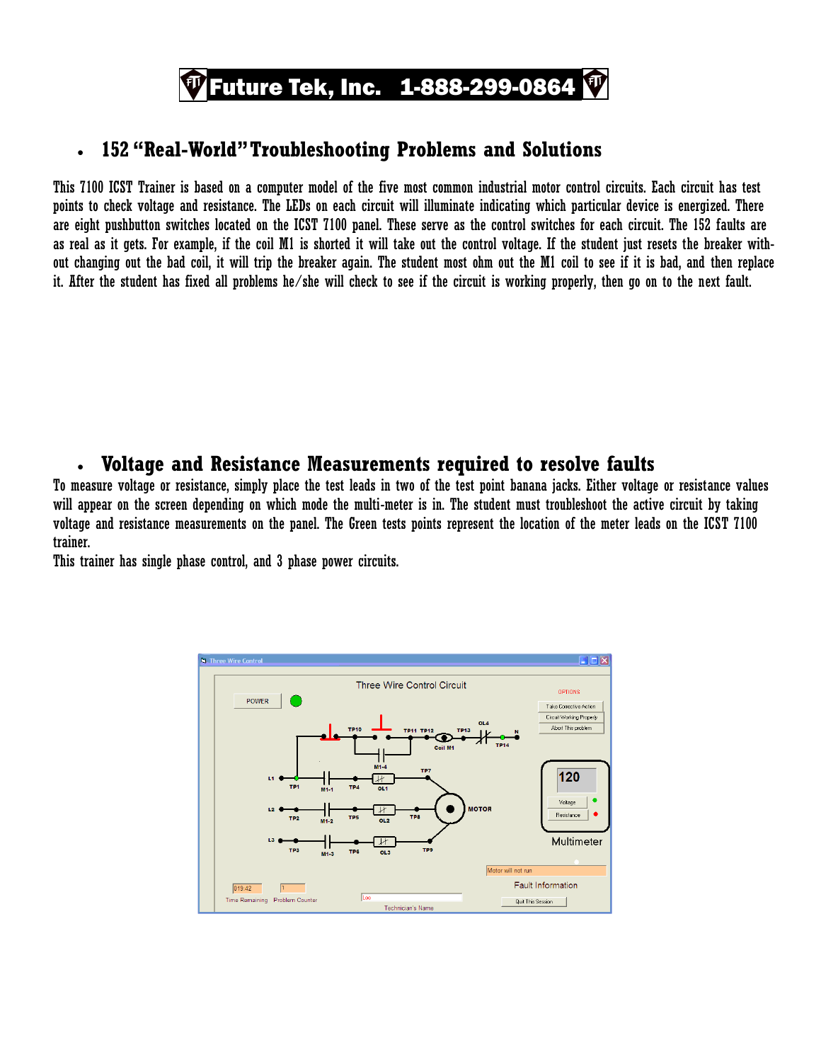# Future Tek, Inc. 1-888-299-0864

- ## 152 "Real-World" Troubleshooting Problems and Solutions

This 7100 ICST Trainer is based on a computer model of the five most common industrial motor control circuits. Each circuit has test points to check voltage and resistance. The LEDs on each circuit will illuminate indicating which particular device is energized. There are eight pushbutton switches located on the ICST 7100 panel. These serve as the control switches for each circuit. The 152 faults are as real as it gets. For example, if the coil M1 is shorted it will take out the control voltage. If the student just resets the breaker without changing out the bad coil, it will trip the breaker again. The student most ohm out the M1 coil to see if it is bad, and then replace it. After the student has fixed all problems he/she will check to see if the circuit is working properly, then go on to the next fault.

- ## Voltage and Resistance Measurements required to resolve faults

To measure voltage or resistance, simply place the test leads in two of the test point banana jacks. Either voltage or resistance values will appear on the screen depending on which mode the multi-meter is in. The student must troubleshoot the active circuit by taking voltage and resistance measurements on the panel. The Green tests points represent the location of the meter leads on the ICST 7100 trainer.

This trainer has single phase control, and 3 phase power circuits.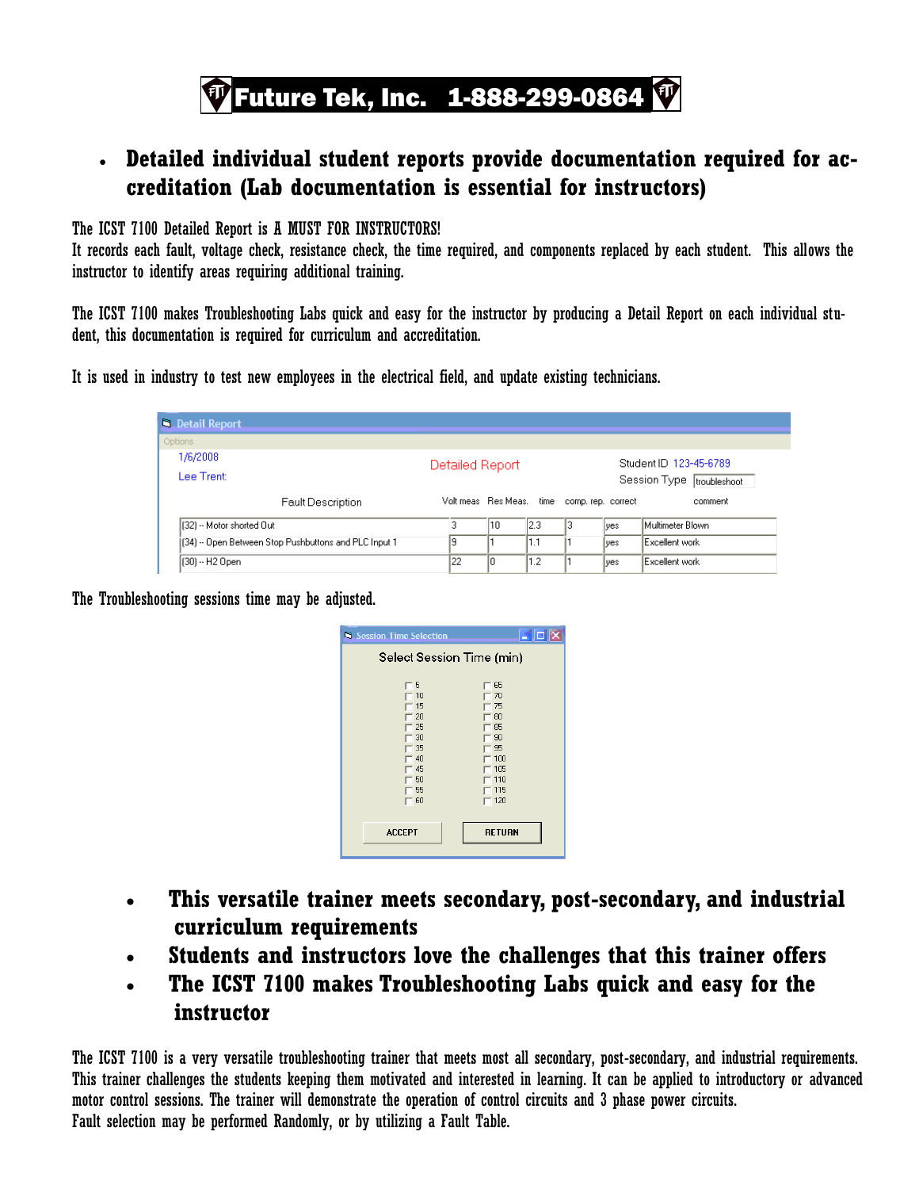# Future Tek, Inc. 1-888-299-0864

- **Detailed individual student reports provide documentation required for accreditation (Lab documentation is essential for instructors)**

The ICST 7100 Detailed Report is A MUST FOR INSTRUCTORS!
It records each fault, voltage check, resistance check, the time required, and components replaced by each student. This allows the instructor to identify areas requiring additional training.

The ICST 7100 makes Troubleshooting Labs quick and easy for the instructor by producing a Detail Report on each individual student, this documentation is required for curriculum and accreditation.

It is used in industry to test new employees in the electrical field, and update existing technicians.

Detail Report

Options

1/6/2008
Lee Trent

Detailed Report

Student ID 123-45-6789
Session Type troubleshoot

| Fault Description | Volt meas | Res Meas. | time | comp. rep. | correct | comment |
|---|---|---|---|---|---|---|
| (32) -- Motor shorted Out | 3 | 10 | 2.3 | 3 | yes | Multimeter Blown |
| (34) -- Open Between Stop Pushbuttons and PLC Input 1 | 9 | 1 | 1.1 | 1 | yes | Excellent work |
| (30) -- H2 Open | 22 | 0 | 1.2 | 1 | yes | Excellent work |

The Troubleshooting sessions time may be adjusted.

Session Time Selection

Select Session Time (min)

| | |
|---|---|
| 5 | 65 |
| 10 | 70 |
| 15 | 75 |
| 20 | 80 |
| 25 | 85 |
| 30 | 90 |
| 35 | 95 |
| 40 | 100 |
| 45 | 105 |
| 50 | 110 |
| 55 | 115 |
| 60 | 120 |

ACCEPT RETURN

- **This versatile trainer meets secondary, post-secondary, and industrial curriculum requirements**
- **Students and instructors love the challenges that this trainer offers**
- **The ICST 7100 makes Troubleshooting Labs quick and easy for the instructor**

The ICST 7100 is a very versatile troubleshooting trainer that meets most all secondary, post-secondary, and industrial requirements. This trainer challenges the students keeping them motivated and interested in learning. It can be applied to introductory or advanced motor control sessions. The trainer will demonstrate the operation of control circuits and 3 phase power circuits.
Fault selection may be performed Randomly, or by utilizing a Fault Table.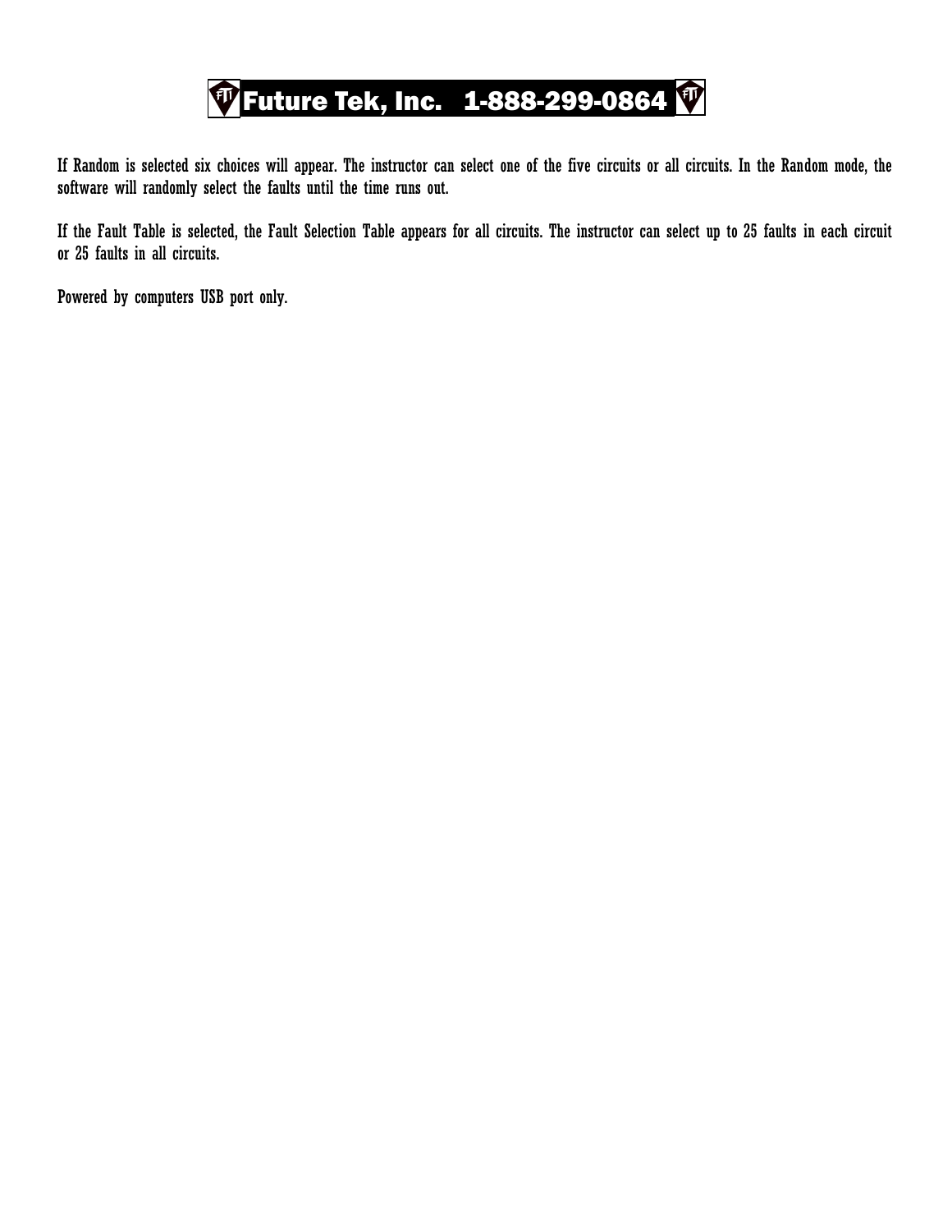If Random is selected six choices will appear. The instructor can select one of the five circuits or all circuits. In the Random mode, the software will randomly select the faults until the time runs out.

If the Fault Table is selected, the Fault Selection Table appears for all circuits. The instructor can select up to 25 faults in each circuit or 25 faults in all circuits.

Powered by computers USB port only.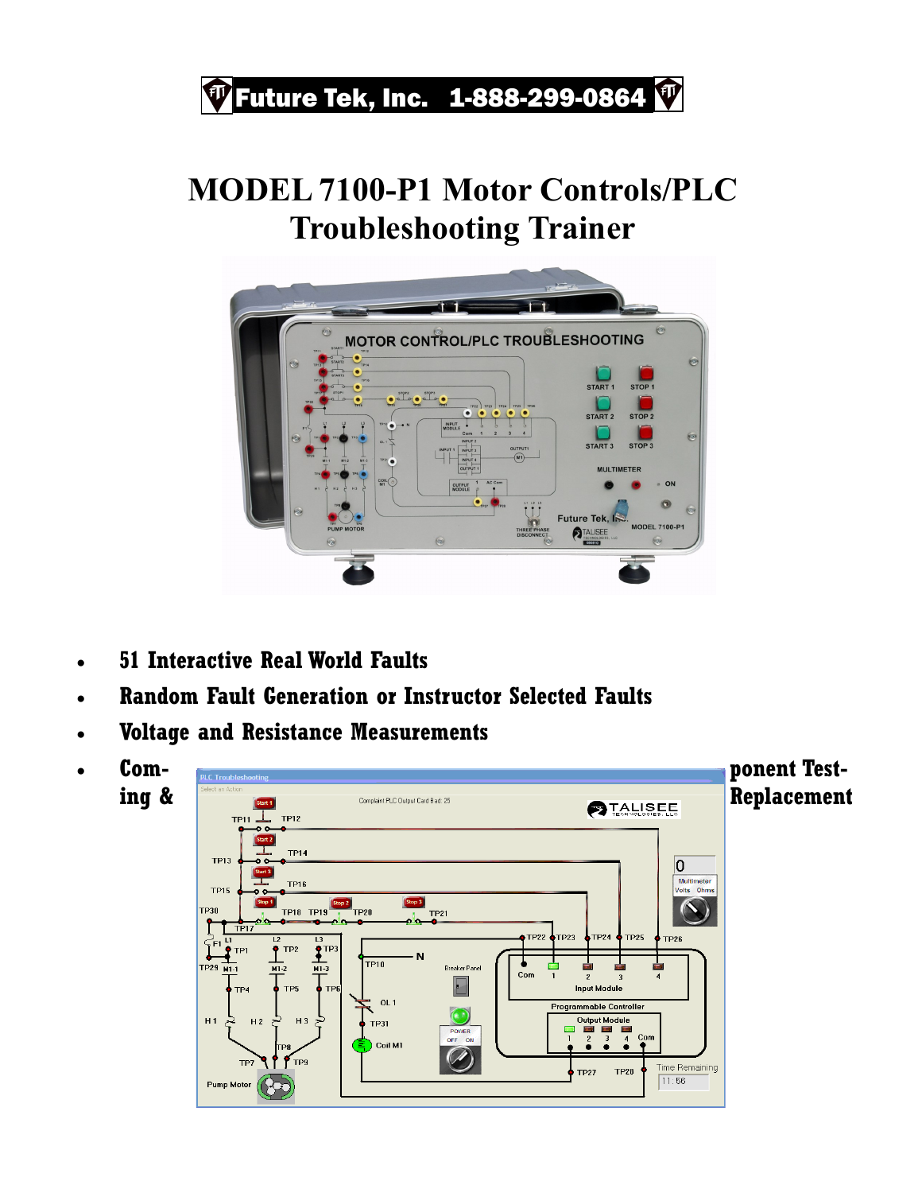**Future Tek, Inc. 1-888-299-0864**

# MODEL 7100-P1 Motor Controls/PLC Troubleshooting Trainer

- **51 Interactive Real World Faults**
- **Random Fault Generation or Instructor Selected Faults**
- **Voltage and Resistance Measurements**
- **Component Testing & Replacement**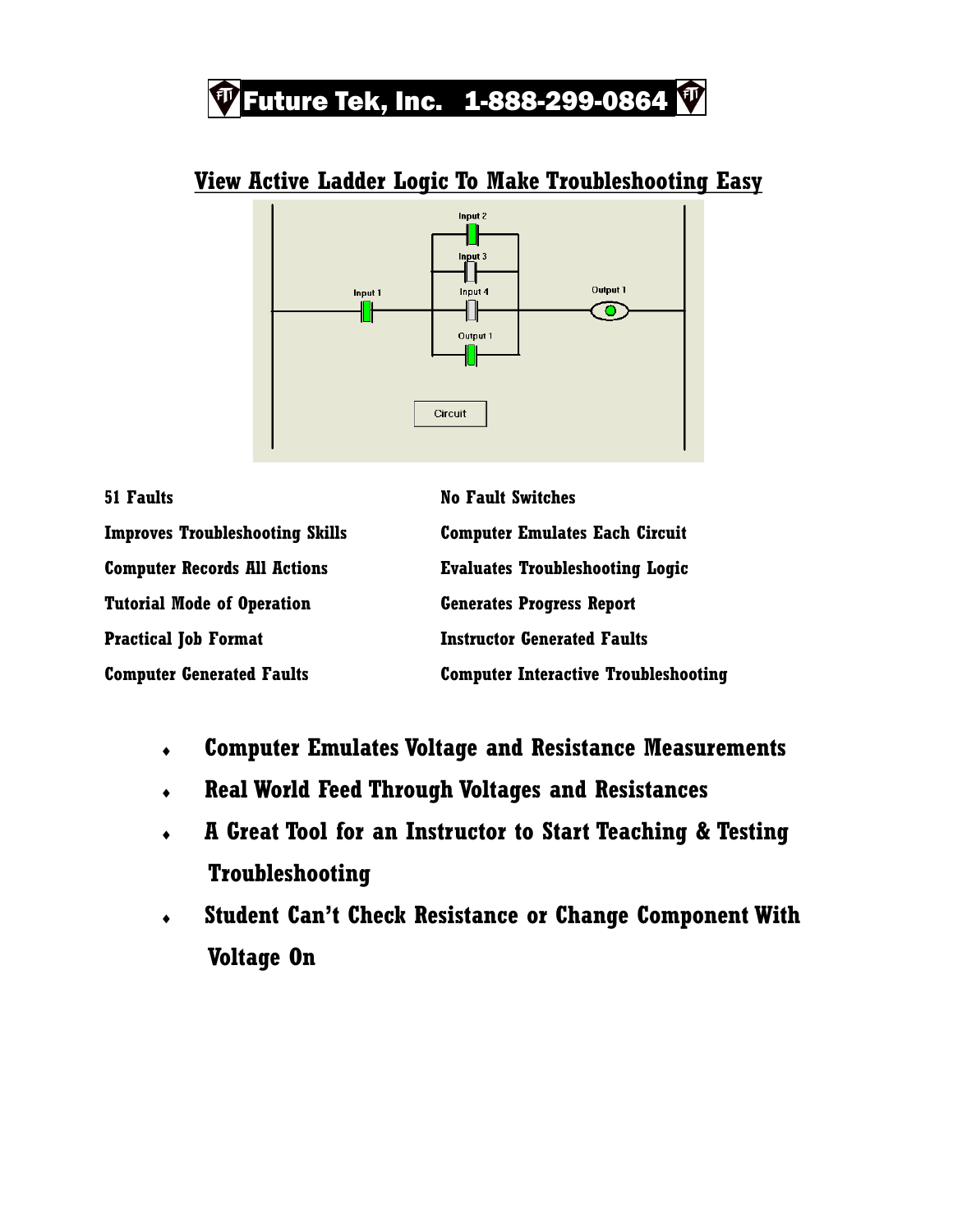**Future Tek, Inc. 1-888-299-0864**

## View Active Ladder Logic To Make Troubleshooting Easy

| | |
|---|---|
| **51 Faults** | **No Fault Switches** |
| **Improves Troubleshooting Skills** | **Computer Emulates Each Circuit** |
| **Computer Records All Actions** | **Evaluates Troubleshooting Logic** |
| **Tutorial Mode of Operation** | **Generates Progress Report** |
| **Practical Job Format** | **Instructor Generated Faults** |
| **Computer Generated Faults** | **Computer Interactive Troubleshooting** |

- **Computer Emulates Voltage and Resistance Measurements**
- **Real World Feed Through Voltages and Resistances**
- **A Great Tool for an Instructor to Start Teaching & Testing Troubleshooting**
- **Student Can't Check Resistance or Change Component With Voltage On**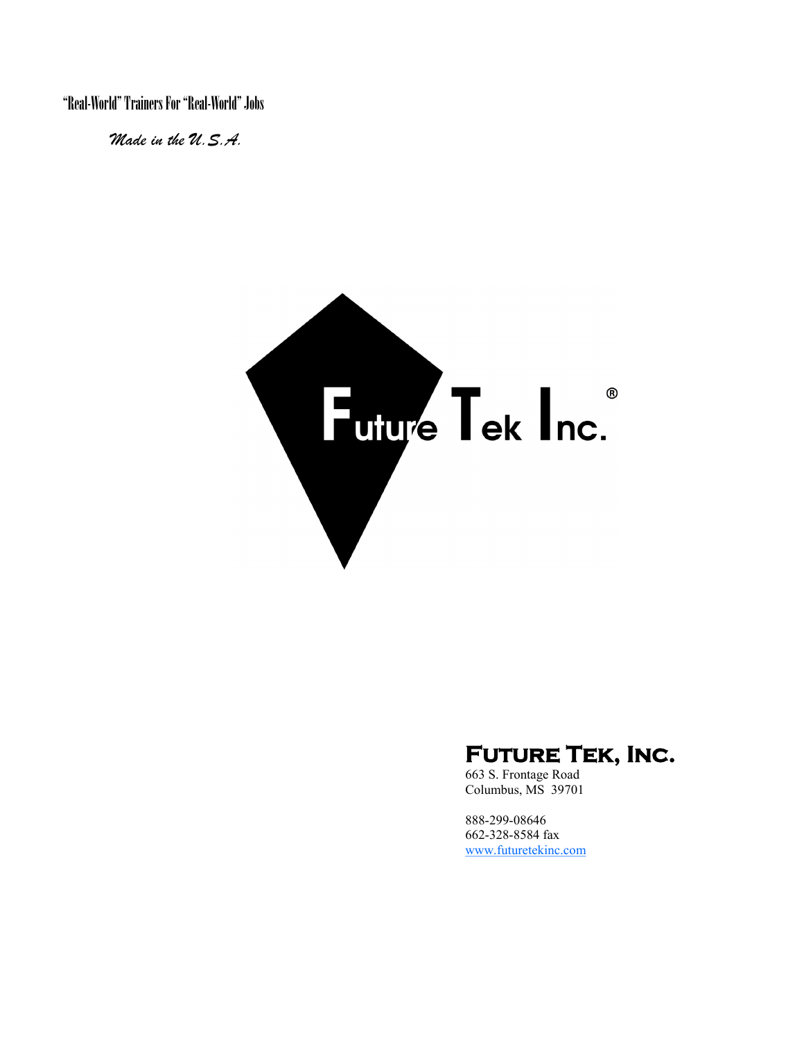"Real-World" Trainers For "Real-World" Jobs

*Made in the U.S.A.*

Future Tek Inc.®

**FUTURE TEK, INC.**

663 S. Frontage Road
Columbus, MS 39701

888-299-08646
662-328-8584 fax
www.futuretekinc.com